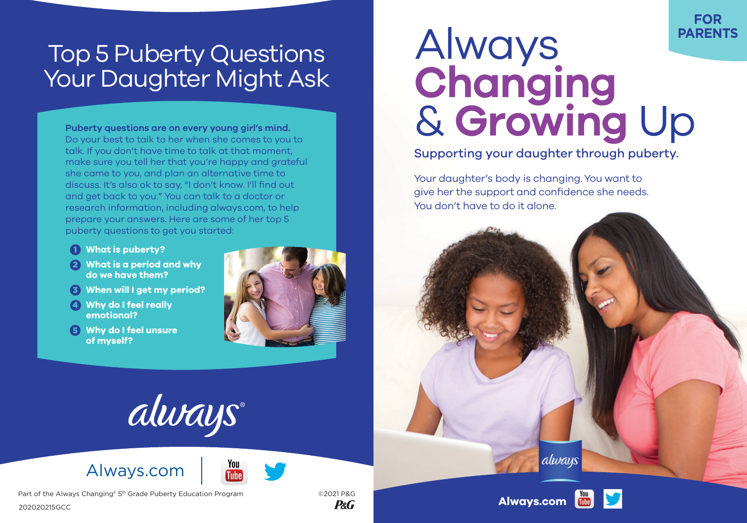# Top 5 Puberty Questions Your Daughter Might Ask

**Puberty questions are on every young girl's mind.** Do your best to talk to her when she comes to you to talk. If you don't have time to talk at that moment, make sure you tell her that you're happy and grateful she came to you, and plan an alternative time to discuss. It's also ok to say, "I don't know. I'll find out and get back to you." You can talk to a doctor or research information, including always.com, to help prepare your answers. Here are some of her top 5 puberty questions to get you started:

1. **What is puberty?**
2. **What is a period and why do we have them?**
3. **When will I get my period?**
4. **Why do I feel really emotional?**
5. **Why do I feel unsure of myself?**

always®

Always.com

Part of the Always Changing® 5th Grade Puberty Education Program

202020215GCC

©2021 P&G

P&G

FOR PARENTS

# Always Changing & Growing Up

## Supporting your daughter through puberty.

Your daughter's body is changing. You want to give her the support and confidence she needs. You don't have to do it alone.

always

**Always.com**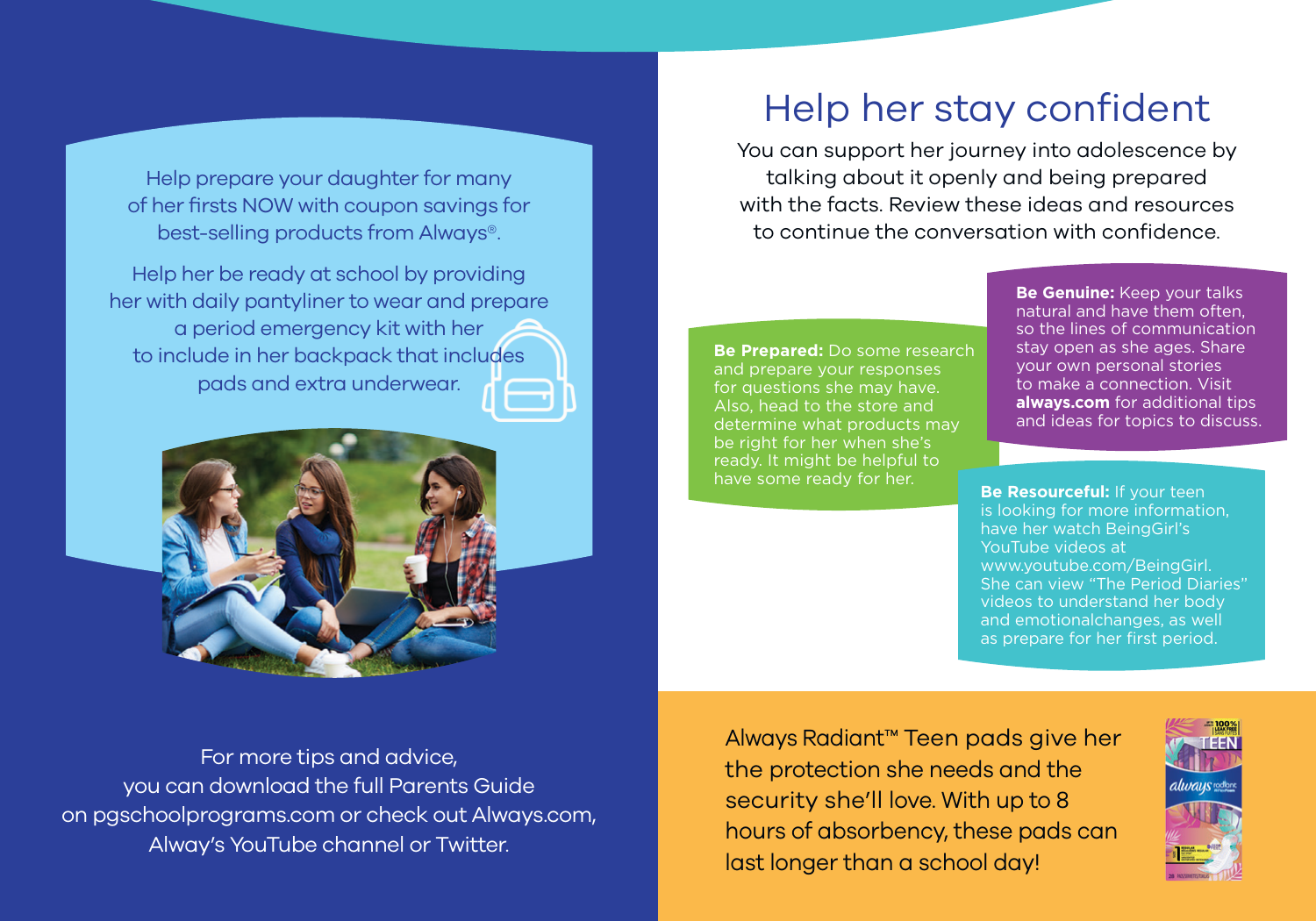Help prepare your daughter for many of her firsts NOW with coupon savings for best-selling products from Always®.

Help her be ready at school by providing her with daily pantyliner to wear and prepare a period emergency kit with her to include in her backpack that includes pads and extra underwear.

For more tips and advice, you can download the full Parents Guide on pgschoolprograms.com or check out Always.com, Alway's YouTube channel or Twitter.

# Help her stay confident

You can support her journey into adolescence by talking about it openly and being prepared with the facts. Review these ideas and resources to continue the conversation with confidence.

**Be Prepared:** Do some research and prepare your responses for questions she may have. Also, head to the store and determine what products may be right for her when she's ready. It might be helpful to have some ready for her.

**Be Genuine:** Keep your talks natural and have them often, so the lines of communication stay open as she ages. Share your own personal stories to make a connection. Visit **always.com** for additional tips and ideas for topics to discuss.

**Be Resourceful:** If your teen is looking for more information, have her watch BeingGirl's YouTube videos at www.youtube.com/BeingGirl. She can view "The Period Diaries" videos to understand her body and emotionalchanges, as well as prepare for her first period.

Always Radiant™ Teen pads give her the protection she needs and the security she'll love. With up to 8 hours of absorbency, these pads can last longer than a school day!